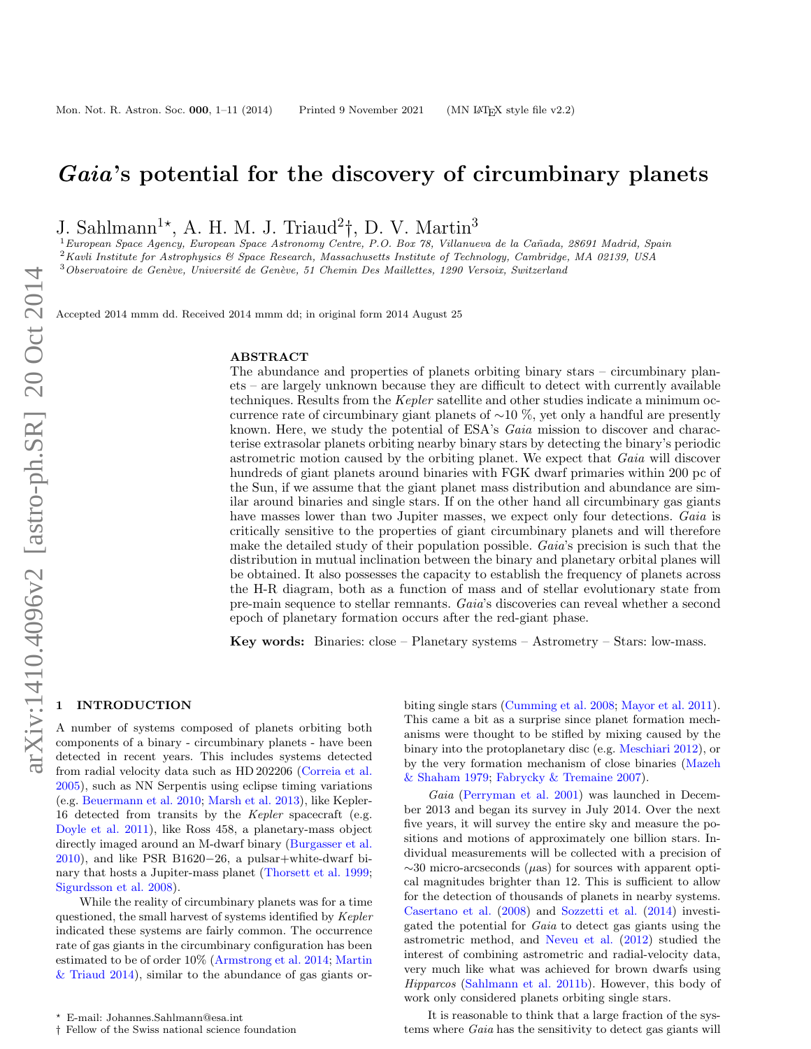# *Gaia*'s potential for the discovery of circumbinary planets

J. Sahlmann[1]⋆, A. H. M. J. Triaud[2]†, D. V. Martin[3]

[1] *European Space Agency, European Space Astronomy Centre, P.O. Box 78, Villanueva de la Cañada, 28691 Madrid, Spain*
[2] *Kavli Institute for Astrophysics & Space Research, Massachusetts Institute of Technology, Cambridge, MA 02139, USA*
[3] *Observatoire de Genève, Université de Genève, 51 Chemin Des Maillettes, 1290 Versoix, Switzerland*

Accepted 2014 mmm dd. Received 2014 mmm dd; in original form 2014 August 25

## ABSTRACT

The abundance and properties of planets orbiting binary stars – circumbinary planets – are largely unknown because they are difficult to detect with currently available techniques. Results from the *Kepler* satellite and other studies indicate a minimum occurrence rate of circumbinary giant planets of ∼10 %, yet only a handful are presently known. Here, we study the potential of ESA's *Gaia* mission to discover and characterise extrasolar planets orbiting nearby binary stars by detecting the binary's periodic astrometric motion caused by the orbiting planet. We expect that *Gaia* will discover hundreds of giant planets around binaries with FGK dwarf primaries within 200 pc of the Sun, if we assume that the giant planet mass distribution and abundance are similar around binaries and single stars. If on the other hand all circumbinary gas giants have masses lower than two Jupiter masses, we expect only four detections. *Gaia* is critically sensitive to the properties of giant circumbinary planets and will therefore make the detailed study of their population possible. *Gaia*'s precision is such that the distribution in mutual inclination between the binary and planetary orbital planes will be obtained. It also possesses the capacity to establish the frequency of planets across the H-R diagram, both as a function of mass and of stellar evolutionary state from pre-main sequence to stellar remnants. *Gaia*'s discoveries can reveal whether a second epoch of planetary formation occurs after the red-giant phase.

**Key words:** Binaries: close – Planetary systems – Astrometry – Stars: low-mass.

## 1 INTRODUCTION

A number of systems composed of planets orbiting both components of a binary - circumbinary planets - have been detected in recent years. This includes systems detected from radial velocity data such as HD 202206 (Correia et al. 2005), such as NN Serpentis using eclipse timing variations (e.g. Beuermann et al. 2010; Marsh et al. 2013), like Kepler-16 detected from transits by the *Kepler* spacecraft (e.g. Doyle et al. 2011), like Ross 458, a planetary-mass object directly imaged around an M-dwarf binary (Burgasser et al. 2010), and like PSR B1620−26, a pulsar+white-dwarf binary that hosts a Jupiter-mass planet (Thorsett et al. 1999; Sigurdsson et al. 2008).

While the reality of circumbinary planets was for a time questioned, the small harvest of systems identified by *Kepler* indicated these systems are fairly common. The occurrence rate of gas giants in the circumbinary configuration has been estimated to be of order 10% (Armstrong et al. 2014; Martin & Triaud 2014), similar to the abundance of gas giants orbiting single stars (Cumming et al. 2008; Mayor et al. 2011). This came a bit as a surprise since planet formation mechanisms were thought to be stifled by mixing caused by the binary into the protoplanetary disc (e.g. Meschiari 2012), or by the very formation mechanism of close binaries (Mazeh & Shaham 1979; Fabrycky & Tremaine 2007).

*Gaia* (Perryman et al. 2001) was launched in December 2013 and began its survey in July 2014. Over the next five years, it will survey the entire sky and measure the positions and motions of approximately one billion stars. Individual measurements will be collected with a precision of ∼30 micro-arcseconds (μas) for sources with apparent optical magnitudes brighter than 12. This is sufficient to allow for the detection of thousands of planets in nearby systems. Casertano et al. (2008) and Sozzetti et al. (2014) investigated the potential for *Gaia* to detect gas giants using the astrometric method, and Neveu et al. (2012) studied the interest of combining astrometric and radial-velocity data, very much like what was achieved for brown dwarfs using *Hipparcos* (Sahlmann et al. 2011b). However, this body of work only considered planets orbiting single stars.

It is reasonable to think that a large fraction of the systems where *Gaia* has the sensitivity to detect gas giants will

⋆ E-mail: Johannes.Sahlmann@esa.int
† Fellow of the Swiss national science foundation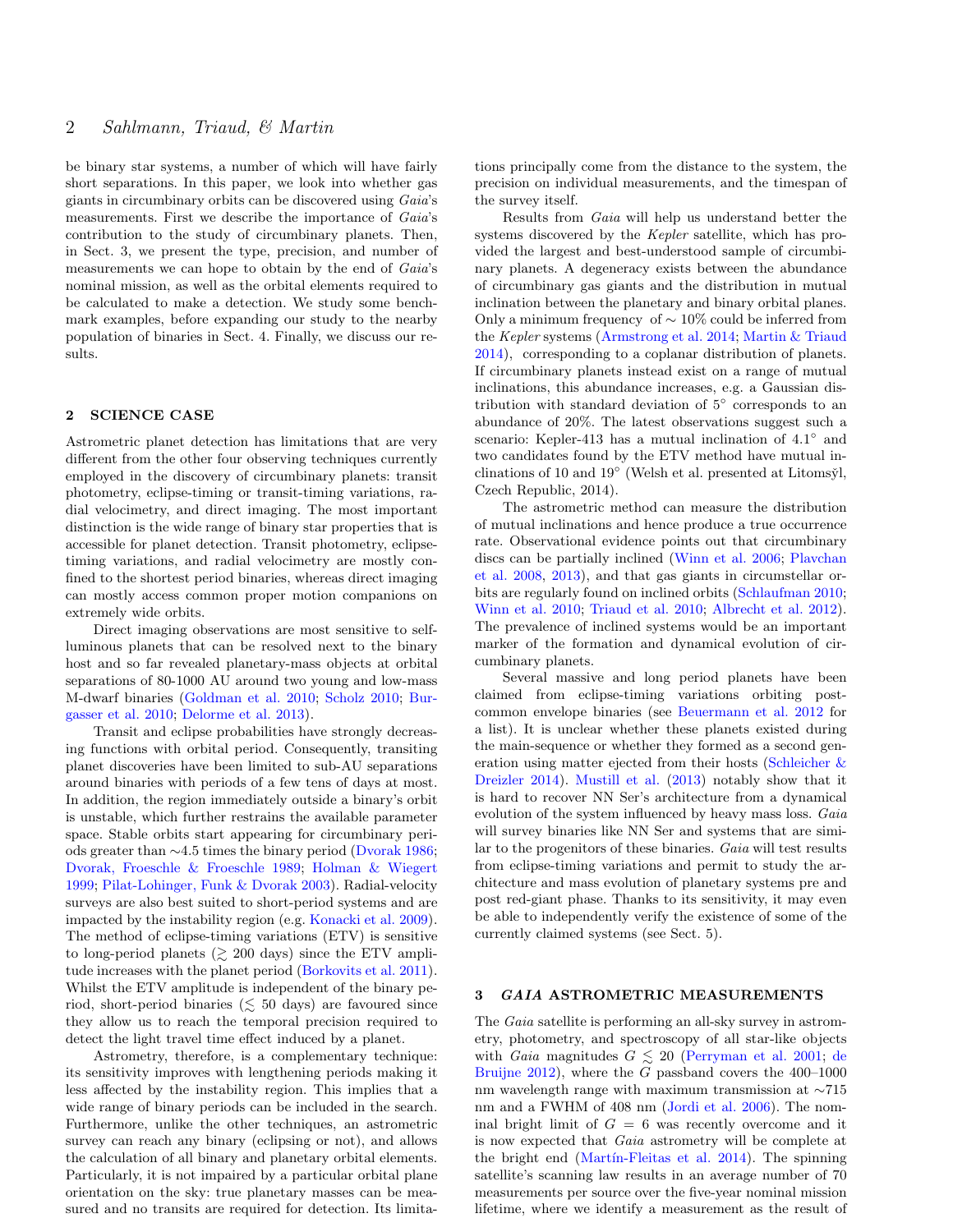be binary star systems, a number of which will have fairly short separations. In this paper, we look into whether gas giants in circumbinary orbits can be discovered using *Gaia*'s measurements. First we describe the importance of *Gaia*'s contribution to the study of circumbinary planets. Then, in Sect. 3, we present the type, precision, and number of measurements we can hope to obtain by the end of *Gaia*'s nominal mission, as well as the orbital elements required to be calculated to make a detection. We study some benchmark examples, before expanding our study to the nearby population of binaries in Sect. 4. Finally, we discuss our results.

## 2 SCIENCE CASE

Astrometric planet detection has limitations that are very different from the other four observing techniques currently employed in the discovery of circumbinary planets: transit photometry, eclipse-timing or transit-timing variations, radial velocimetry, and direct imaging. The most important distinction is the wide range of binary star properties that is accessible for planet detection. Transit photometry, eclipse-timing variations, and radial velocimetry are mostly confined to the shortest period binaries, whereas direct imaging can mostly access common proper motion companions on extremely wide orbits.

Direct imaging observations are most sensitive to self-luminous planets that can be resolved next to the binary host and so far revealed planetary-mass objects at orbital separations of 80-1000 AU around two young and low-mass M-dwarf binaries (Goldman et al. 2010; Scholz 2010; Burgasser et al. 2010; Delorme et al. 2013).

Transit and eclipse probabilities have strongly decreasing functions with orbital period. Consequently, transiting planet discoveries have been limited to sub-AU separations around binaries with periods of a few tens of days at most. In addition, the region immediately outside a binary's orbit is unstable, which further restrains the available parameter space. Stable orbits start appearing for circumbinary periods greater than $\sim$4.5 times the binary period (Dvorak 1986; Dvorak, Froeschle & Froeschle 1989; Holman & Wiegert 1999; Pilat-Lohinger, Funk & Dvorak 2003). Radial-velocity surveys are also best suited to short-period systems and are impacted by the instability region (e.g. Konacki et al. 2009). The method of eclipse-timing variations (ETV) is sensitive to long-period planets ($\gtrsim$ 200 days) since the ETV amplitude increases with the planet period (Borkovits et al. 2011). Whilst the ETV amplitude is independent of the binary period, short-period binaries ($\lesssim$ 50 days) are favoured since they allow us to reach the temporal precision required to detect the light travel time effect induced by a planet.

Astrometry, therefore, is a complementary technique: its sensitivity improves with lengthening periods making it less affected by the instability region. This implies that a wide range of binary periods can be included in the search. Furthermore, unlike the other techniques, an astrometric survey can reach any binary (eclipsing or not), and allows the calculation of all binary and planetary orbital elements. Particularly, it is not impaired by a particular orbital plane orientation on the sky: true planetary masses can be measured and no transits are required for detection. Its limitations principally come from the distance to the system, the precision on individual measurements, and the timespan of the survey itself.

Results from *Gaia* will help us understand better the systems discovered by the *Kepler* satellite, which has provided the largest and best-understood sample of circumbinary planets. A degeneracy exists between the abundance of circumbinary gas giants and the distribution in mutual inclination between the planetary and binary orbital planes. Only a minimum frequency of $\sim$ 10% could be inferred from the *Kepler* systems (Armstrong et al. 2014; Martin & Triaud 2014), corresponding to a coplanar distribution of planets. If circumbinary planets instead exist on a range of mutual inclinations, this abundance increases, e.g. a Gaussian distribution with standard deviation of 5° corresponds to an abundance of 20%. The latest observations suggest such a scenario: Kepler-413 has a mutual inclination of 4.1° and two candidates found by the ETV method have mutual inclinations of 10 and 19° (Welsh et al. presented at Litomsyl, Czech Republic, 2014).

The astrometric method can measure the distribution of mutual inclinations and hence produce a true occurrence rate. Observational evidence points out that circumbinary discs can be partially inclined (Winn et al. 2006; Plavchan et al. 2008, 2013), and that gas giants in circumstellar orbits are regularly found on inclined orbits (Schlaufman 2010; Winn et al. 2010; Triaud et al. 2010; Albrecht et al. 2012). The prevalence of inclined systems would be an important marker of the formation and dynamical evolution of circumbinary planets.

Several massive and long period planets have been claimed from eclipse-timing variations orbiting post-common envelope binaries (see Beuermann et al. 2012 for a list). It is unclear whether these planets existed during the main-sequence or whether they formed as a second generation using matter ejected from their hosts (Schleicher & Dreizler 2014). Mustill et al. (2013) notably show that it is hard to recover NN Ser's architecture from a dynamical evolution of the system influenced by heavy mass loss. *Gaia* will survey binaries like NN Ser and systems that are similar to the progenitors of these binaries. *Gaia* will test results from eclipse-timing variations and permit to study the architecture and mass evolution of planetary systems pre and post red-giant phase. Thanks to its sensitivity, it may even be able to independently verify the existence of some of the currently claimed systems (see Sect. 5).

## 3 *GAIA* ASTROMETRIC MEASUREMENTS

The *Gaia* satellite is performing an all-sky survey in astrometry, photometry, and spectroscopy of all star-like objects with *Gaia* magnitudes $G \lesssim 20$ (Perryman et al. 2001; de Bruijne 2012), where the $G$ passband covers the 400–1000 nm wavelength range with maximum transmission at $\sim$715 nm and a FWHM of 408 nm (Jordi et al. 2006). The nominal bright limit of $G = 6$ was recently overcome and it is now expected that *Gaia* astrometry will be complete at the bright end (Martín-Fleitas et al. 2014). The spinning satellite's scanning law results in an average number of 70 measurements per source over the five-year nominal mission lifetime, where we identify a measurement as the result of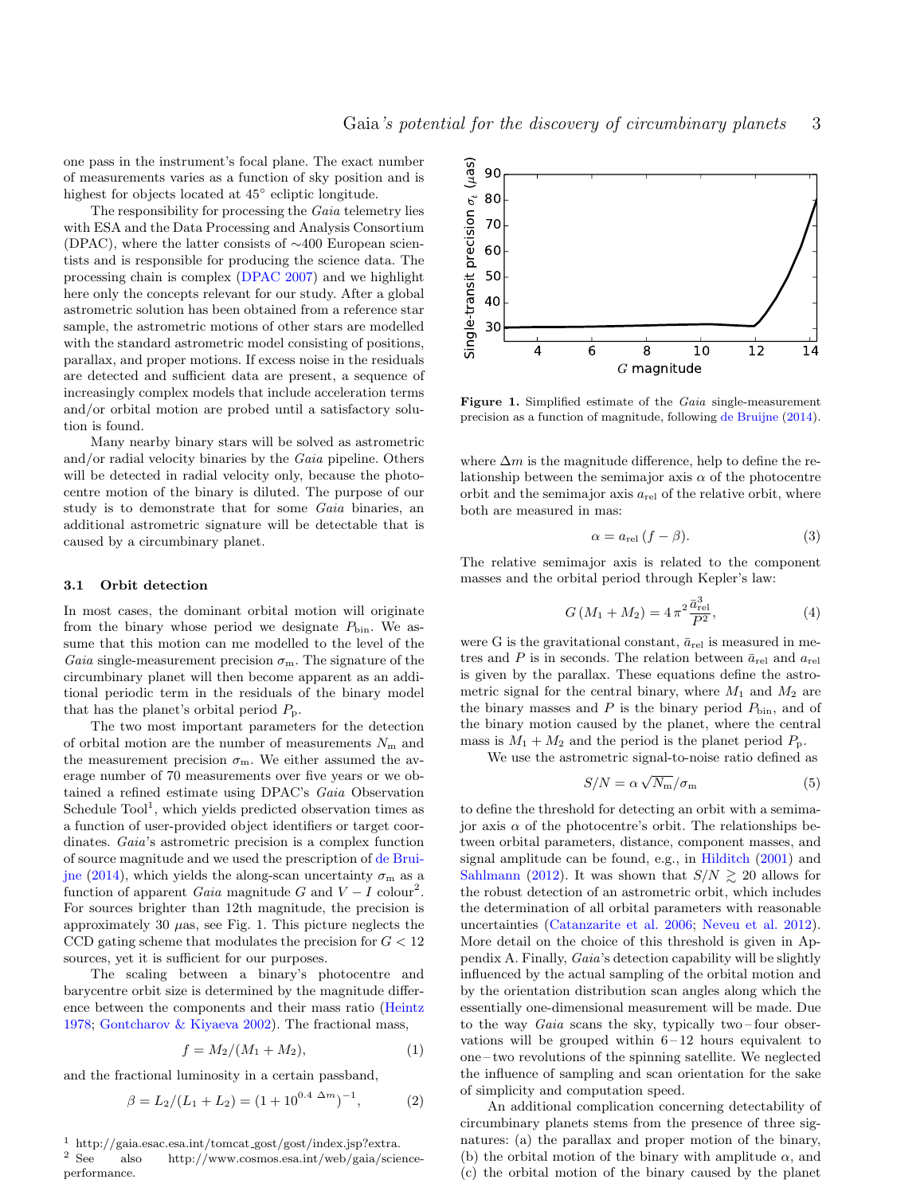one pass in the instrument's focal plane. The exact number of measurements varies as a function of sky position and is highest for objects located at 45° ecliptic longitude.

The responsibility for processing the *Gaia* telemetry lies with ESA and the Data Processing and Analysis Consortium (DPAC), where the latter consists of ∼400 European scientists and is responsible for producing the science data. The processing chain is complex (DPAC 2007) and we highlight here only the concepts relevant for our study. After a global astrometric solution has been obtained from a reference star sample, the astrometric motions of other stars are modelled with the standard astrometric model consisting of positions, parallax, and proper motions. If excess noise in the residuals are detected and sufficient data are present, a sequence of increasingly complex models that include acceleration terms and/or orbital motion are probed until a satisfactory solution is found.

Many nearby binary stars will be solved as astrometric and/or radial velocity binaries by the *Gaia* pipeline. Others will be detected in radial velocity only, because the photocentre motion of the binary is diluted. The purpose of our study is to demonstrate that for some *Gaia* binaries, an additional astrometric signature will be detectable that is caused by a circumbinary planet.

### 3.1 Orbit detection

In most cases, the dominant orbital motion will originate from the binary whose period we designate $P_{\mathrm{bin}}$. We assume that this motion can me modelled to the level of the *Gaia* single-measurement precision $\sigma_{\mathrm{m}}$. The signature of the circumbinary planet will then become apparent as an additional periodic term in the residuals of the binary model that has the planet's orbital period $P_{\mathrm{p}}$.

The two most important parameters for the detection of orbital motion are the number of measurements $N_{\mathrm{m}}$ and the measurement precision $\sigma_{\mathrm{m}}$. We either assumed the average number of 70 measurements over five years or we obtained a refined estimate using DPAC's *Gaia* Observation Schedule Tool[1], which yields predicted observation times as a function of user-provided object identifiers or target coordinates. *Gaia*'s astrometric precision is a complex function of source magnitude and we used the prescription of de Bruijne (2014), which yields the along-scan uncertainty $\sigma_{\mathrm{m}}$ as a function of apparent *Gaia* magnitude $G$ and $V-I$ colour[2]. For sources brighter than 12th magnitude, the precision is approximately 30 $\mu$as, see Fig. 1. This picture neglects the CCD gating scheme that modulates the precision for $G < 12$ sources, yet it is sufficient for our purposes.

**Figure 1.** Simplified estimate of the *Gaia* single-measurement precision as a function of magnitude, following de Bruijne (2014).

The scaling between a binary's photocentre and barycentre orbit size is determined by the magnitude difference between the components and their mass ratio (Heintz 1978; Gontcharov & Kiyaeva 2002). The fractional mass,

$$f = M_2/(M_1+M_2), \tag{1}$$

and the fractional luminosity in a certain passband,

$$\beta = L_2/(L_1+L_2) = (1+10^{0.4\,\Delta m})^{-1}, \tag{2}$$

where $\Delta m$ is the magnitude difference, help to define the relationship between the semimajor axis $\alpha$ of the photocentre orbit and the semimajor axis $a_{\mathrm{rel}}$ of the relative orbit, where both are measured in mas:

$$\alpha = a_{\mathrm{rel}}\,(f-\beta). \tag{3}$$

The relative semimajor axis is related to the component masses and the orbital period through Kepler's law:

$$G\,(M_1+M_2) = 4\,\pi^2\,\frac{\bar{a}_{\mathrm{rel}}^3}{P^2}, \tag{4}$$

were G is the gravitational constant, $\bar{a}_{\mathrm{rel}}$ is measured in metres and $P$ is in seconds. The relation between $\bar{a}_{\mathrm{rel}}$ and $a_{\mathrm{rel}}$ is given by the parallax. These equations define the astrometric signal for the central binary, where $M_1$ and $M_2$ are the binary masses and $P$ is the binary period $P_{\mathrm{bin}}$, and of the binary motion caused by the planet, where the central mass is $M_1+M_2$ and the period is the planet period $P_{\mathrm{p}}$.

We use the astrometric signal-to-noise ratio defined as

$$S/N = \alpha\,\sqrt{N_{\mathrm{m}}}/\sigma_{\mathrm{m}} \tag{5}$$

to define the threshold for detecting an orbit with a semimajor axis $\alpha$ of the photocentre's orbit. The relationships between orbital parameters, distance, component masses, and signal amplitude can be found, e.g., in Hilditch (2001) and Sahlmann (2012). It was shown that $S/N \gtrsim 20$ allows for the robust detection of an astrometric orbit, which includes the determination of all orbital parameters with reasonable uncertainties (Catanzarite et al. 2006; Neveu et al. 2012). More detail on the choice of this threshold is given in Appendix A. Finally, *Gaia*'s detection capability will be slightly influenced by the actual sampling of the orbital motion and by the orientation distribution scan angles along which the essentially one-dimensional measurement will be made. Due to the way *Gaia* scans the sky, typically two – four observations will be grouped within 6 – 12 hours equivalent to one – two revolutions of the spinning satellite. We neglected the influence of sampling and scan orientation for the sake of simplicity and computation speed.

An additional complication concerning detectability of circumbinary planets stems from the presence of three signatures: (a) the parallax and proper motion of the binary, (b) the orbital motion of the binary with amplitude $\alpha$, and (c) the orbital motion of the binary caused by the planet

[1] http://gaia.esac.esa.int/tomcat_gost/gost/index.jsp?extra.

[2] See also http://www.cosmos.esa.int/web/gaia/science-performance.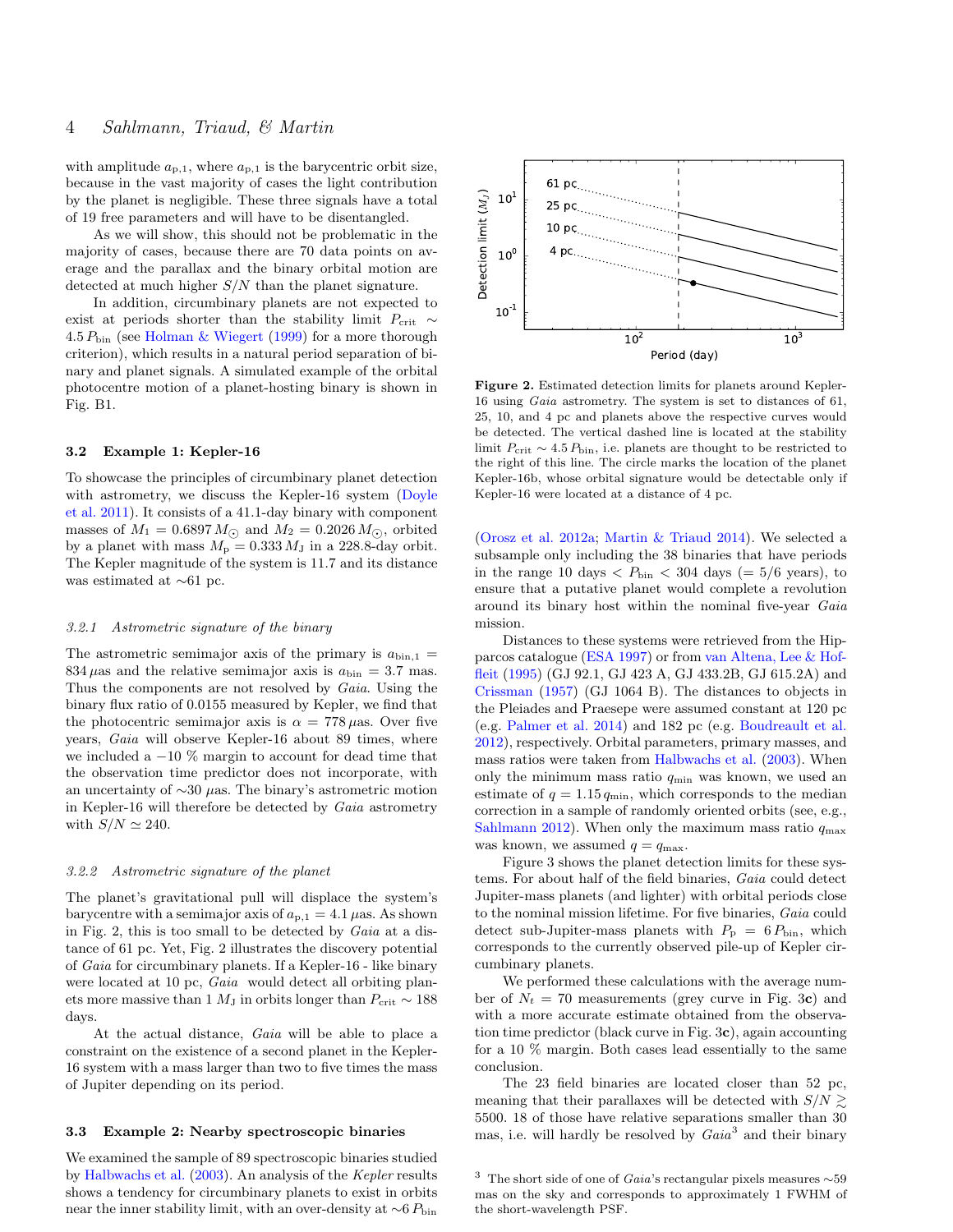with amplitude $a_{p,1}$, where $a_{p,1}$ is the barycentric orbit size, because in the vast majority of cases the light contribution by the planet is negligible. These three signals have a total of 19 free parameters and will have to be disentangled.

As we will show, this should not be problematic in the majority of cases, because there are 70 data points on average and the parallax and the binary orbital motion are detected at much higher $S/N$ than the planet signature.

In addition, circumbinary planets are not expected to exist at periods shorter than the stability limit $P_{\rm crit} \sim 4.5\,P_{\rm bin}$ (see Holman & Wiegert (1999) for a more thorough criterion), which results in a natural period separation of binary and planet signals. A simulated example of the orbital photocentre motion of a planet-hosting binary is shown in Fig. B1.

### 3.2 Example 1: Kepler-16

To showcase the principles of circumbinary planet detection with astrometry, we discuss the Kepler-16 system (Doyle et al. 2011). It consists of a 41.1-day binary with component masses of $M_1 = 0.6897\,M_\odot$ and $M_2 = 0.2026\,M_\odot$, orbited by a planet with mass $M_p = 0.333\,M_J$ in a 228.8-day orbit. The Kepler magnitude of the system is 11.7 and its distance was estimated at ∼61 pc.

#### *3.2.1 Astrometric signature of the binary*

The astrometric semimajor axis of the primary is $a_{\rm bin,1} = 834\,\mu$as and the relative semimajor axis is $a_{\rm bin} = 3.7$ mas. Thus the components are not resolved by *Gaia*. Using the binary flux ratio of 0.0155 measured by Kepler, we find that the photocentric semimajor axis is $\alpha = 778\,\mu$as. Over five years, *Gaia* will observe Kepler-16 about 89 times, where we included a −10 % margin to account for dead time that the observation time predictor does not incorporate, with an uncertainty of ∼30 $\mu$as. The binary's astrometric motion in Kepler-16 will therefore be detected by *Gaia* astrometry with $S/N \simeq 240$.

#### *3.2.2 Astrometric signature of the planet*

The planet's gravitational pull will displace the system's barycentre with a semimajor axis of $a_{p,1} = 4.1\,\mu$as. As shown in Fig. 2, this is too small to be detected by *Gaia* at a distance of 61 pc. Yet, Fig. 2 illustrates the discovery potential of *Gaia* for circumbinary planets. If a Kepler-16 - like binary were located at 10 pc, *Gaia* would detect all orbiting planets more massive than 1 $M_J$ in orbits longer than $P_{\rm crit} \sim 188$ days.

At the actual distance, *Gaia* will be able to place a constraint on the existence of a second planet in the Kepler-16 system with a mass larger than two to five times the mass of Jupiter depending on its period.

**Figure 2.** Estimated detection limits for planets around Kepler-16 using *Gaia* astrometry. The system is set to distances of 61, 25, 10, and 4 pc and planets above the respective curves would be detected. The vertical dashed line is located at the stability limit $P_{\rm crit} \sim 4.5\,P_{\rm bin}$, i.e. planets are thought to be restricted to the right of this line. The circle marks the location of the planet Kepler-16b, whose orbital signature would be detectable only if Kepler-16 were located at a distance of 4 pc.

### 3.3 Example 2: Nearby spectroscopic binaries

We examined the sample of 89 spectroscopic binaries studied by Halbwachs et al. (2003). An analysis of the *Kepler* results shows a tendency for circumbinary planets to exist in orbits near the inner stability limit, with an over-density at $\sim 6\,P_{\rm bin}$ (Orosz et al. 2012a; Martin & Triaud 2014). We selected a subsample only including the 38 binaries that have periods in the range 10 days $< P_{\rm bin} <$ 304 days (= 5/6 years), to ensure that a putative planet would complete a revolution around its binary host within the nominal five-year *Gaia* mission.

Distances to these systems were retrieved from the Hipparcos catalogue (ESA 1997) or from van Altena, Lee & Hoffleit (1995) (GJ 92.1, GJ 423 A, GJ 433.2B, GJ 615.2A) and Crissman (1957) (GJ 1064 B). The distances to objects in the Pleiades and Praesepe were assumed constant at 120 pc (e.g. Palmer et al. 2014) and 182 pc (e.g. Boudreault et al. 2012), respectively. Orbital parameters, primary masses, and mass ratios were taken from Halbwachs et al. (2003). When only the minimum mass ratio $q_{\rm min}$ was known, we used an estimate of $q = 1.15\,q_{\rm min}$, which corresponds to the median correction in a sample of randomly oriented orbits (see, e.g., Sahlmann 2012). When only the maximum mass ratio $q_{\rm max}$ was known, we assumed $q = q_{\rm max}$.

Figure 3 shows the planet detection limits for these systems. For about half of the field binaries, *Gaia* could detect Jupiter-mass planets (and lighter) with orbital periods close to the nominal mission lifetime. For five binaries, *Gaia* could detect sub-Jupiter-mass planets with $P_p = 6\,P_{\rm bin}$, which corresponds to the currently observed pile-up of Kepler circumbinary planets.

We performed these calculations with the average number of $N_t = 70$ measurements (grey curve in Fig. 3**c**) and with a more accurate estimate obtained from the observation time predictor (black curve in Fig. 3**c**), again accounting for a 10 % margin. Both cases lead essentially to the same conclusion.

The 23 field binaries are located closer than 52 pc, meaning that their parallaxes will be detected with $S/N \gtrsim 5500$. 18 of those have relative separations smaller than 30 mas, i.e. will hardly be resolved by *Gaia*[3] and their binary

[3] The short side of one of *Gaia*'s rectangular pixels measures ∼59 mas on the sky and corresponds to approximately 1 FWHM of the short-wavelength PSF.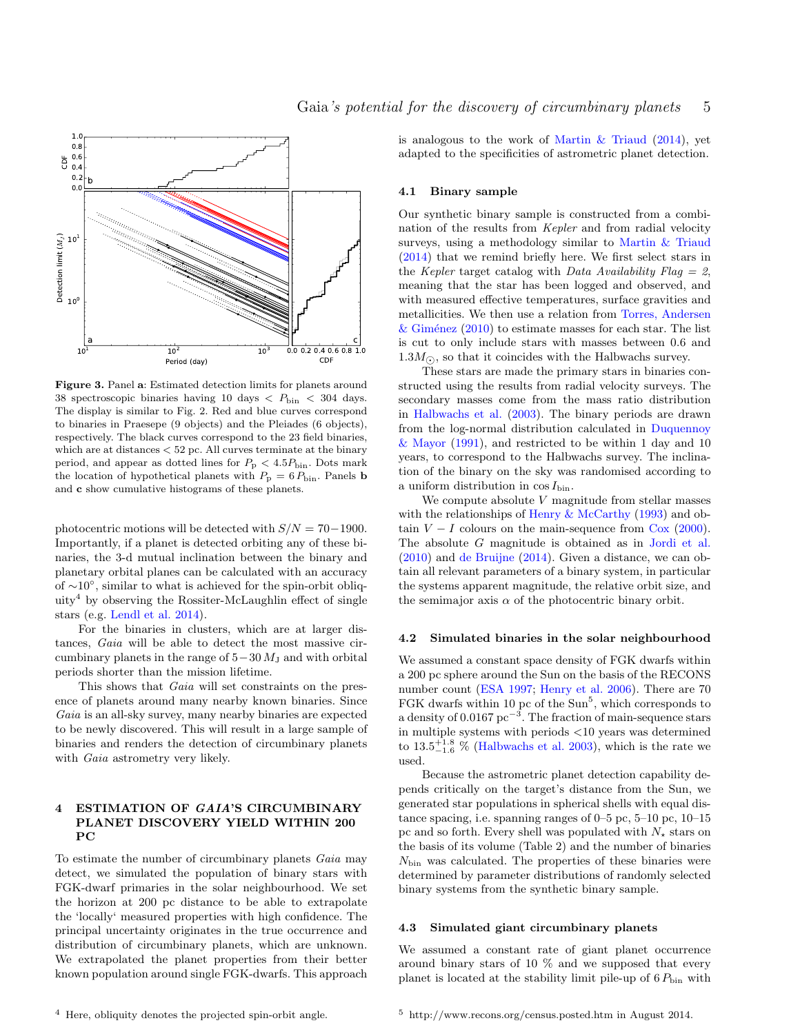**Figure 3.** Panel **a**: Estimated detection limits for planets around 38 spectroscopic binaries having 10 days $< P_{\rm bin} <$ 304 days. The display is similar to Fig. 2. Red and blue curves correspond to binaries in Praesepe (9 objects) and the Pleiades (6 objects), respectively. The black curves correspond to the 23 field binaries, which are at distances < 52 pc. All curves terminate at the binary period, and appear as dotted lines for $P_{\rm p} < 4.5 P_{\rm bin}$. Dots mark the location of hypothetical planets with $P_{\rm p} = 6\,P_{\rm bin}$. Panels **b** and **c** show cumulative histograms of these planets.

photocentric motions will be detected with $S/N = 70-1900$. Importantly, if a planet is detected orbiting any of these binaries, the 3-d mutual inclination between the binary and planetary orbital planes can be calculated with an accuracy of $\sim 10^{\circ}$, similar to what is achieved for the spin-orbit obliquity[4] by observing the Rossiter-McLaughlin effect of single stars (e.g. Lendl et al. 2014).

For the binaries in clusters, which are at larger distances, *Gaia* will be able to detect the most massive circumbinary planets in the range of $5-30\,M_{\rm J}$ and with orbital periods shorter than the mission lifetime.

This shows that *Gaia* will set constraints on the presence of planets around many nearby known binaries. Since *Gaia* is an all-sky survey, many nearby binaries are expected to be newly discovered. This will result in a large sample of binaries and renders the detection of circumbinary planets with *Gaia* astrometry very likely.

## 4 ESTIMATION OF *GAIA*'S CIRCUMBINARY PLANET DISCOVERY YIELD WITHIN 200 PC

To estimate the number of circumbinary planets *Gaia* may detect, we simulated the population of binary stars with FGK-dwarf primaries in the solar neighbourhood. We set the horizon at 200 pc distance to be able to extrapolate the 'locally' measured properties with high confidence. The principal uncertainty originates in the true occurrence and distribution of circumbinary planets, which are unknown. We extrapolated the planet properties from their better known population around single FGK-dwarfs. This approach is analogous to the work of Martin & Triaud (2014), yet adapted to the specificities of astrometric planet detection.

### 4.1 Binary sample

Our synthetic binary sample is constructed from a combination of the results from *Kepler* and from radial velocity surveys, using a methodology similar to Martin & Triaud (2014) that we remind briefly here. We first select stars in the *Kepler* target catalog with *Data Availability Flag = 2*, meaning that the star has been logged and observed, and with measured effective temperatures, surface gravities and metallicities. We then use a relation from Torres, Andersen & Giménez (2010) to estimate masses for each star. The list is cut to only include stars with masses between 0.6 and $1.3 M_{\odot}$, so that it coincides with the Halbwachs survey.

These stars are made the primary stars in binaries constructed using the results from radial velocity surveys. The secondary masses come from the mass ratio distribution in Halbwachs et al. (2003). The binary periods are drawn from the log-normal distribution calculated in Duquennoy & Mayor (1991), and restricted to be within 1 day and 10 years, to correspond to the Halbwachs survey. The inclination of the binary on the sky was randomised according to a uniform distribution in $\cos I_{\rm bin}$.

We compute absolute $V$ magnitude from stellar masses with the relationships of Henry & McCarthy (1993) and obtain $V-I$ colours on the main-sequence from Cox (2000). The absolute $G$ magnitude is obtained as in Jordi et al. (2010) and de Bruijne (2014). Given a distance, we can obtain all relevant parameters of a binary system, in particular the systems apparent magnitude, the relative orbit size, and the semimajor axis $\alpha$ of the photocentric binary orbit.

### 4.2 Simulated binaries in the solar neighbourhood

We assumed a constant space density of FGK dwarfs within a 200 pc sphere around the Sun on the basis of the RECONS number count (ESA 1997; Henry et al. 2006). There are 70 FGK dwarfs within 10 pc of the Sun[5], which corresponds to a density of 0.0167 pc$^{-3}$. The fraction of main-sequence stars in multiple systems with periods <10 years was determined to $13.5^{+1.8}_{-1.6}$ % (Halbwachs et al. 2003), which is the rate we used.

Because the astrometric planet detection capability depends critically on the target's distance from the Sun, we generated star populations in spherical shells with equal distance spacing, i.e. spanning ranges of 0–5 pc, 5–10 pc, 10–15 pc and so forth. Every shell was populated with $N_{\star}$ stars on the basis of its volume (Table 2) and the number of binaries $N_{\rm bin}$ was calculated. The properties of these binaries were determined by parameter distributions of randomly selected binary systems from the synthetic binary sample.

### 4.3 Simulated giant circumbinary planets

We assumed a constant rate of giant planet occurrence around binary stars of 10 % and we supposed that every planet is located at the stability limit pile-up of $6\,P_{\rm bin}$ with

[4] Here, obliquity denotes the projected spin-orbit angle.

[5] http://www.recons.org/census.posted.htm in August 2014.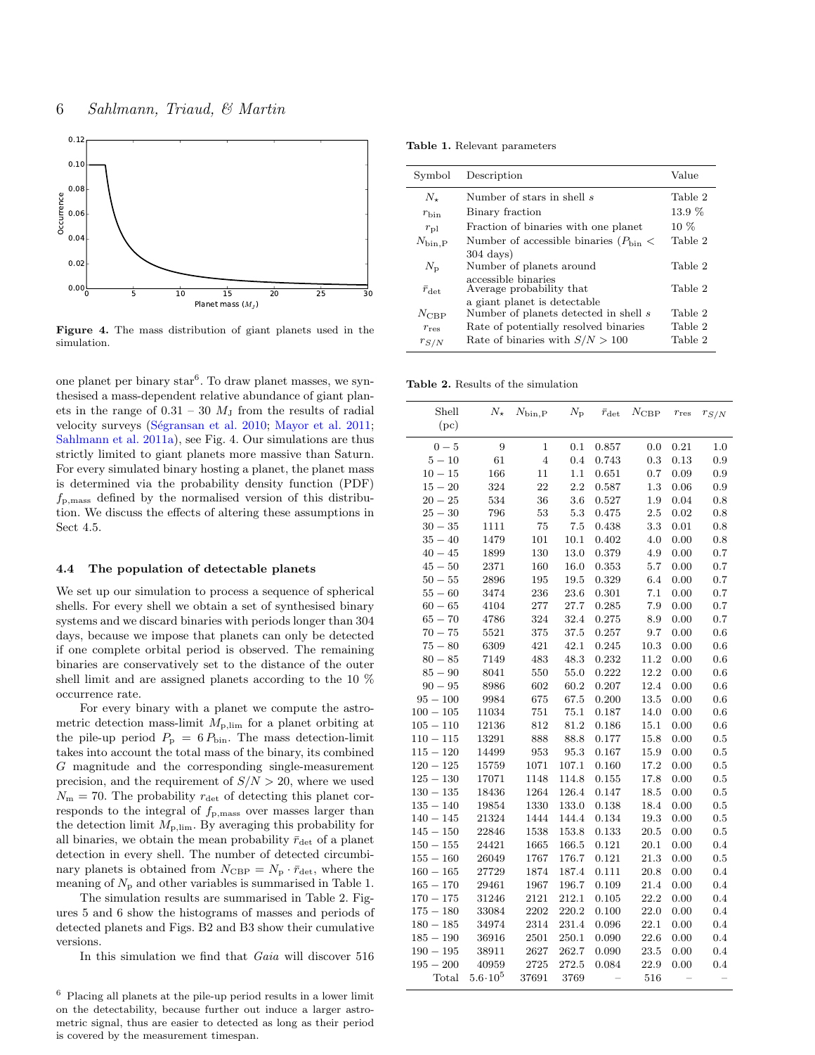Figure 4. The mass distribution of giant planets used in the simulation.

one planet per binary star[6]. To draw planet masses, we synthesised a mass-dependent relative abundance of giant planets in the range of 0.31 – 30 $M_J$ from the results of radial velocity surveys (Ségransan et al. 2010; Mayor et al. 2011; Sahlmann et al. 2011a), see Fig. 4. Our simulations are thus strictly limited to giant planets more massive than Saturn. For every simulated binary hosting a planet, the planet mass is determined via the probability density function (PDF) $f_{\mathrm{p,mass}}$ defined by the normalised version of this distribution. We discuss the effects of altering these assumptions in Sect 4.5.

### 4.4 The population of detectable planets

We set up our simulation to process a sequence of spherical shells. For every shell we obtain a set of synthesised binary systems and we discard binaries with periods longer than 304 days, because we impose that planets can only be detected if one complete orbital period is observed. The remaining binaries are conservatively set to the distance of the outer shell limit and are assigned planets according to the 10 % occurrence rate.

For every binary with a planet we compute the astrometric detection mass-limit $M_{\mathrm{p,lim}}$ for a planet orbiting at the pile-up period $P_{\mathrm{p}} = 6\,P_{\mathrm{bin}}$. The mass detection-limit takes into account the total mass of the binary, its combined $G$ magnitude and the corresponding single-measurement precision, and the requirement of $S/N > 20$, where we used $N_{\mathrm{m}} = 70$. The probability $r_{\mathrm{det}}$ of detecting this planet corresponds to the integral of $f_{\mathrm{p,mass}}$ over masses larger than the detection limit $M_{\mathrm{p,lim}}$. By averaging this probability for all binaries, we obtain the mean probability $\bar{r}_{\mathrm{det}}$ of a planet detection in every shell. The number of detected circumbinary planets is obtained from $N_{\mathrm{CBP}} = N_{\mathrm{p}} \cdot \bar{r}_{\mathrm{det}}$, where the meaning of $N_{\mathrm{p}}$ and other variables is summarised in Table 1.

The simulation results are summarised in Table 2. Figures 5 and 6 show the histograms of masses and periods of detected planets and Figs. B2 and B3 show their cumulative versions.

In this simulation we find that *Gaia* will discover 516

**Table 1.** Relevant parameters

| Symbol | Description | Value |
|---|---|---|
| $N_\star$ | Number of stars in shell $s$ | Table 2 |
| $r_{\mathrm{bin}}$ | Binary fraction | 13.9 % |
| $r_{\mathrm{pl}}$ | Fraction of binaries with one planet | 10 % |
| $N_{\mathrm{bin,P}}$ | Number of accessible binaries ($P_{\mathrm{bin}} <$ 304 days) | Table 2 |
| $N_{\mathrm{p}}$ | Number of planets around accessible binaries | Table 2 |
| $\bar{r}_{\mathrm{det}}$ | Average probability that a giant planet is detectable | Table 2 |
| $N_{\mathrm{CBP}}$ | Number of planets detected in shell $s$ | Table 2 |
| $r_{\mathrm{res}}$ | Rate of potentially resolved binaries | Table 2 |
| $r_{S/N}$ | Rate of binaries with $S/N > 100$ | Table 2 |

**Table 2.** Results of the simulation

| Shell (pc) | $N_\star$ | $N_{\mathrm{bin,P}}$ | $N_{\mathrm{p}}$ | $\bar{r}_{\mathrm{det}}$ | $N_{\mathrm{CBP}}$ | $r_{\mathrm{res}}$ | $r_{S/N}$ |
|---|---|---|---|---|---|---|---|
| 0 − 5 | 9 | 1 | 0.1 | 0.857 | 0.0 | 0.21 | 1.0 |
| 5 − 10 | 61 | 4 | 0.4 | 0.743 | 0.3 | 0.13 | 0.9 |
| 10 − 15 | 166 | 11 | 1.1 | 0.651 | 0.7 | 0.09 | 0.9 |
| 15 − 20 | 324 | 22 | 2.2 | 0.587 | 1.3 | 0.06 | 0.9 |
| 20 − 25 | 534 | 36 | 3.6 | 0.527 | 1.9 | 0.04 | 0.8 |
| 25 − 30 | 796 | 53 | 5.3 | 0.475 | 2.5 | 0.02 | 0.8 |
| 30 − 35 | 1111 | 75 | 7.5 | 0.438 | 3.3 | 0.01 | 0.8 |
| 35 − 40 | 1479 | 101 | 10.1 | 0.402 | 4.0 | 0.00 | 0.8 |
| 40 − 45 | 1899 | 130 | 13.0 | 0.379 | 4.9 | 0.00 | 0.7 |
| 45 − 50 | 2371 | 160 | 16.0 | 0.353 | 5.7 | 0.00 | 0.7 |
| 50 − 55 | 2896 | 195 | 19.5 | 0.329 | 6.4 | 0.00 | 0.7 |
| 55 − 60 | 3474 | 236 | 23.6 | 0.301 | 7.1 | 0.00 | 0.7 |
| 60 − 65 | 4104 | 277 | 27.7 | 0.285 | 7.9 | 0.00 | 0.7 |
| 65 − 70 | 4786 | 324 | 32.4 | 0.275 | 8.9 | 0.00 | 0.7 |
| 70 − 75 | 5521 | 375 | 37.5 | 0.257 | 9.7 | 0.00 | 0.6 |
| 75 − 80 | 6309 | 421 | 42.1 | 0.245 | 10.3 | 0.00 | 0.6 |
| 80 − 85 | 7149 | 483 | 48.3 | 0.232 | 11.2 | 0.00 | 0.6 |
| 85 − 90 | 8041 | 550 | 55.0 | 0.222 | 12.2 | 0.00 | 0.6 |
| 90 − 95 | 8986 | 602 | 60.2 | 0.207 | 12.4 | 0.00 | 0.6 |
| 95 − 100 | 9984 | 675 | 67.5 | 0.200 | 13.5 | 0.00 | 0.6 |
| 100 − 105 | 11034 | 751 | 75.1 | 0.187 | 14.0 | 0.00 | 0.6 |
| 105 − 110 | 12136 | 812 | 81.2 | 0.186 | 15.1 | 0.00 | 0.6 |
| 110 − 115 | 13291 | 888 | 88.8 | 0.177 | 15.8 | 0.00 | 0.5 |
| 115 − 120 | 14499 | 953 | 95.3 | 0.167 | 15.9 | 0.00 | 0.5 |
| 120 − 125 | 15759 | 1071 | 107.1 | 0.160 | 17.2 | 0.00 | 0.5 |
| 125 − 130 | 17071 | 1148 | 114.8 | 0.155 | 17.8 | 0.00 | 0.5 |
| 130 − 135 | 18436 | 1264 | 126.4 | 0.147 | 18.5 | 0.00 | 0.5 |
| 135 − 140 | 19854 | 1330 | 133.0 | 0.138 | 18.4 | 0.00 | 0.5 |
| 140 − 145 | 21324 | 1444 | 144.4 | 0.134 | 19.3 | 0.00 | 0.5 |
| 145 − 150 | 22846 | 1538 | 153.8 | 0.133 | 20.5 | 0.00 | 0.5 |
| 150 − 155 | 24421 | 1665 | 166.5 | 0.121 | 20.1 | 0.00 | 0.4 |
| 155 − 160 | 26049 | 1767 | 176.7 | 0.121 | 21.3 | 0.00 | 0.5 |
| 160 − 165 | 27729 | 1874 | 187.4 | 0.111 | 20.8 | 0.00 | 0.4 |
| 165 − 170 | 29461 | 1967 | 196.7 | 0.109 | 21.4 | 0.00 | 0.4 |
| 170 − 175 | 31246 | 2121 | 212.1 | 0.105 | 22.2 | 0.00 | 0.4 |
| 175 − 180 | 33084 | 2202 | 220.2 | 0.100 | 22.0 | 0.00 | 0.4 |
| 180 − 185 | 34974 | 2314 | 231.4 | 0.096 | 22.1 | 0.00 | 0.4 |
| 185 − 190 | 36916 | 2501 | 250.1 | 0.090 | 22.6 | 0.00 | 0.4 |
| 190 − 195 | 38911 | 2627 | 262.7 | 0.090 | 23.5 | 0.00 | 0.4 |
| 195 − 200 | 40959 | 2725 | 272.5 | 0.084 | 22.9 | 0.00 | 0.4 |
| Total | $5.6 \cdot 10^5$ | 37691 | 3769 | – | 516 | – | – |

[6] Placing all planets at the pile-up period results in a lower limit on the detectability, because further out induce a larger astrometric signal, thus are easier to detected as long as their period is covered by the measurement timespan.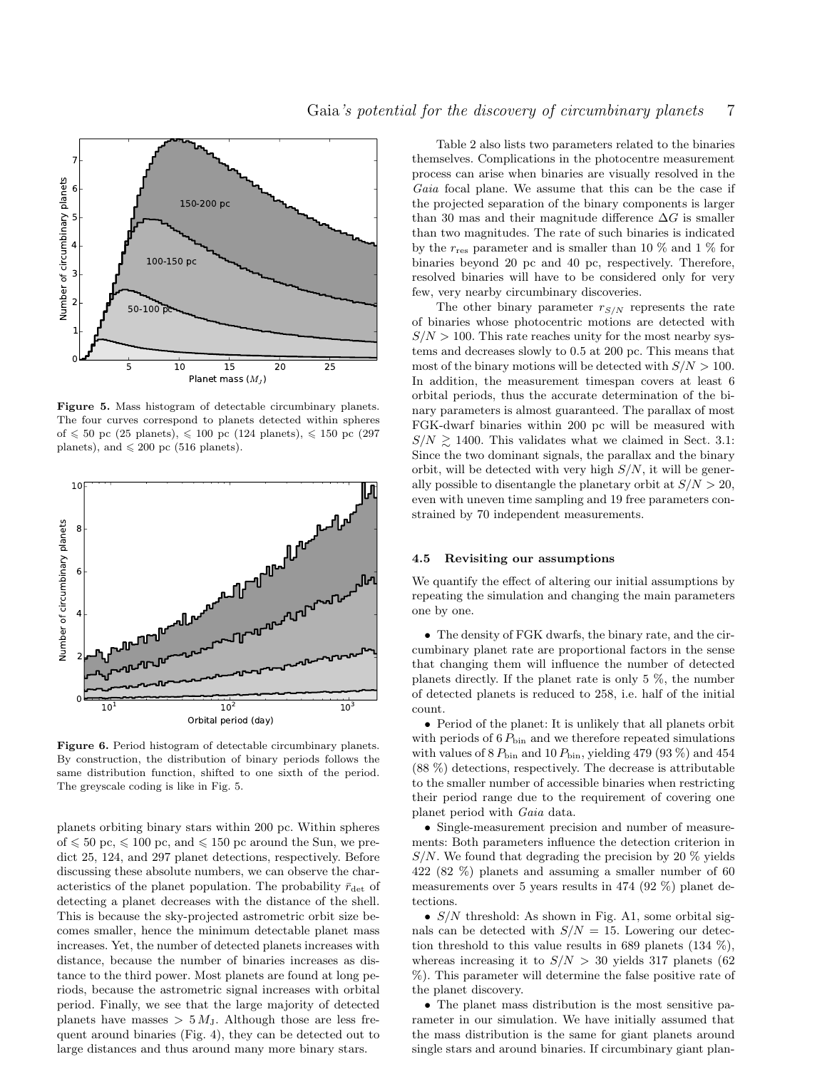Figure 5. Mass histogram of detectable circumbinary planets. The four curves correspond to planets detected within spheres of $\leqslant$ 50 pc (25 planets), $\leqslant$ 100 pc (124 planets), $\leqslant$ 150 pc (297 planets), and $\leqslant$ 200 pc (516 planets).

Figure 6. Period histogram of detectable circumbinary planets. By construction, the distribution of binary periods follows the same distribution function, shifted to one sixth of the period. The greyscale coding is like in Fig. 5.

planets orbiting binary stars within 200 pc. Within spheres of $\leqslant$ 50 pc, $\leqslant$ 100 pc, and $\leqslant$ 150 pc around the Sun, we predict 25, 124, and 297 planet detections, respectively. Before discussing these absolute numbers, we can observe the characteristics of the planet population. The probability $\bar{r}_{\rm det}$ of detecting a planet decreases with the distance of the shell. This is because the sky-projected astrometric orbit size becomes smaller, hence the minimum detectable planet mass increases. Yet, the number of detected planets increases with distance, because the number of binaries increases as distance to the third power. Most planets are found at long periods, because the astrometric signal increases with orbital period. Finally, we see that the large majority of detected planets have masses $> 5\,M_J$. Although those are less frequent around binaries (Fig. 4), they can be detected out to large distances and thus around many more binary stars.

Table 2 also lists two parameters related to the binaries themselves. Complications in the photocentre measurement process can arise when binaries are visually resolved in the *Gaia* focal plane. We assume that this can be the case if the projected separation of the binary components is larger than 30 mas and their magnitude difference $\Delta G$ is smaller than two magnitudes. The rate of such binaries is indicated by the $r_{\rm res}$ parameter and is smaller than 10 % and 1 % for binaries beyond 20 pc and 40 pc, respectively. Therefore, resolved binaries will have to be considered only for very few, very nearby circumbinary discoveries.

The other binary parameter $r_{S/N}$ represents the rate of binaries whose photocentric motions are detected with $S/N > 100$. This rate reaches unity for the most nearby systems and decreases slowly to 0.5 at 200 pc. This means that most of the binary motions will be detected with $S/N > 100$. In addition, the measurement timespan covers at least 6 orbital periods, thus the accurate determination of the binary parameters is almost guaranteed. The parallax of most FGK-dwarf binaries within 200 pc will be measured with $S/N \gtrsim 1400$. This validates what we claimed in Sect. 3.1: Since the two dominant signals, the parallax and the binary orbit, will be detected with very high $S/N$, it will be generally possible to disentangle the planetary orbit at $S/N > 20$, even with uneven time sampling and 19 free parameters constrained by 70 independent measurements.

### 4.5 Revisiting our assumptions

We quantify the effect of altering our initial assumptions by repeating the simulation and changing the main parameters one by one.

- The density of FGK dwarfs, the binary rate, and the circumbinary planet rate are proportional factors in the sense that changing them will influence the number of detected planets directly. If the planet rate is only 5 %, the number of detected planets is reduced to 258, i.e. half of the initial count.
- Period of the planet: It is unlikely that all planets orbit with periods of $6\,P_{\rm bin}$ and we therefore repeated simulations with values of $8\,P_{\rm bin}$ and $10\,P_{\rm bin}$, yielding 479 (93 %) and 454 (88 %) detections, respectively. The decrease is attributable to the smaller number of accessible binaries when restricting their period range due to the requirement of covering one planet period with *Gaia* data.
- Single-measurement precision and number of measurements: Both parameters influence the detection criterion in $S/N$. We found that degrading the precision by 20 % yields 422 (82 %) planets and assuming a smaller number of 60 measurements over 5 years results in 474 (92 %) planet detections.
- $S/N$ threshold: As shown in Fig. A1, some orbital signals can be detected with $S/N = 15$. Lowering our detection threshold to this value results in 689 planets (134 %), whereas increasing it to $S/N > 30$ yields 317 planets (62 %). This parameter will determine the false positive rate of the planet discovery.
- The planet mass distribution is the most sensitive parameter in our simulation. We have initially assumed that the mass distribution is the same for giant planets around single stars and around binaries. If circumbinary giant plan-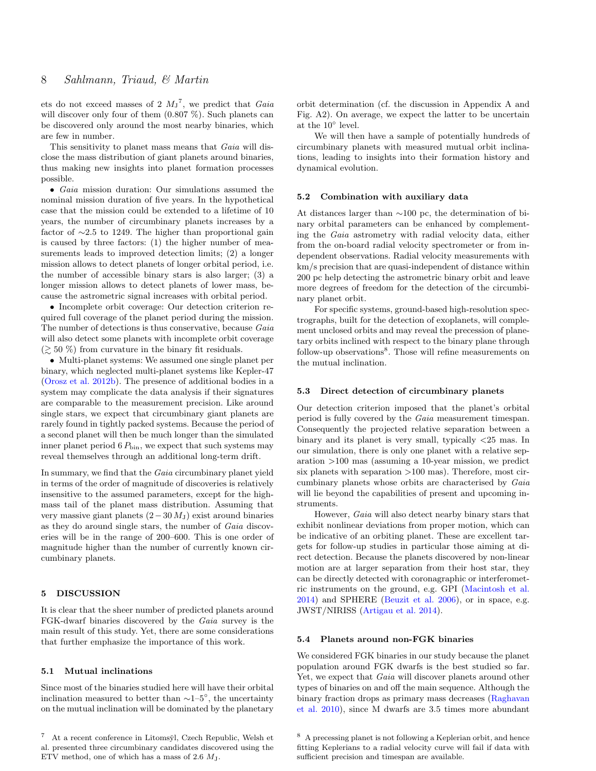ets do not exceed masses of 2 $M_J$[7], we predict that *Gaia* will discover only four of them (0.807 %). Such planets can be discovered only around the most nearby binaries, which are few in number.

This sensitivity to planet mass means that *Gaia* will disclose the mass distribution of giant planets around binaries, thus making new insights into planet formation processes possible.

- *Gaia* mission duration: Our simulations assumed the nominal mission duration of five years. In the hypothetical case that the mission could be extended to a lifetime of 10 years, the number of circumbinary planets increases by a factor of ∼2.5 to 1249. The higher than proportional gain is caused by three factors: (1) the higher number of measurements leads to improved detection limits; (2) a longer mission allows to detect planets of longer orbital period, i.e. the number of accessible binary stars is also larger; (3) a longer mission allows to detect planets of lower mass, because the astrometric signal increases with orbital period.
- Incomplete orbit coverage: Our detection criterion required full coverage of the planet period during the mission. The number of detections is thus conservative, because *Gaia* will also detect some planets with incomplete orbit coverage ($\gtrsim 50$ %) from curvature in the binary fit residuals.
- Multi-planet systems: We assumed one single planet per binary, which neglected multi-planet systems like Kepler-47 (Orosz et al. 2012b). The presence of additional bodies in a system may complicate the data analysis if their signatures are comparable to the measurement precision. Like around single stars, we expect that circumbinary giant planets are rarely found in tightly packed systems. Because the period of a second planet will then be much longer than the simulated inner planet period $6\,P_{\rm bin}$, we expect that such systems may reveal themselves through an additional long-term drift.

In summary, we find that the *Gaia* circumbinary planet yield in terms of the order of magnitude of discoveries is relatively insensitive to the assumed parameters, except for the high-mass tail of the planet mass distribution. Assuming that very massive giant planets ($2-30\,M_{\rm J}$) exist around binaries as they do around single stars, the number of *Gaia* discoveries will be in the range of 200–600. This is one order of magnitude higher than the number of currently known circumbinary planets.

## 5 DISCUSSION

It is clear that the sheer number of predicted planets around FGK-dwarf binaries discovered by the *Gaia* survey is the main result of this study. Yet, there are some considerations that further emphasize the importance of this work.

### 5.1 Mutual inclinations

Since most of the binaries studied here will have their orbital inclination measured to better than ∼1–5°, the uncertainty on the mutual inclination will be dominated by the planetary orbit determination (cf. the discussion in Appendix A and Fig. A2). On average, we expect the latter to be uncertain at the 10° level.

We will then have a sample of potentially hundreds of circumbinary planets with measured mutual orbit inclinations, leading to insights into their formation history and dynamical evolution.

### 5.2 Combination with auxiliary data

At distances larger than ∼100 pc, the determination of binary orbital parameters can be enhanced by complementing the *Gaia* astrometry with radial velocity data, either from the on-board radial velocity spectrometer or from independent observations. Radial velocity measurements with km/s precision that are quasi-independent of distance within 200 pc help detecting the astrometric binary orbit and leave more degrees of freedom for the detection of the circumbinary planet orbit.

For specific systems, ground-based high-resolution spectrographs, built for the detection of exoplanets, will complement unclosed orbits and may reveal the precession of planetary orbits inclined with respect to the binary plane through follow-up observations[8]. Those will refine measurements on the mutual inclination.

### 5.3 Direct detection of circumbinary planets

Our detection criterion imposed that the planet's orbital period is fully covered by the *Gaia* measurement timespan. Consequently the projected relative separation between a binary and its planet is very small, typically <25 mas. In our simulation, there is only one planet with a relative separation >100 mas (assuming a 10-year mission, we predict six planets with separation >100 mas). Therefore, most circumbinary planets whose orbits are characterised by *Gaia* will lie beyond the capabilities of present and upcoming instruments.

However, *Gaia* will also detect nearby binary stars that exhibit nonlinear deviations from proper motion, which can be indicative of an orbiting planet. These are excellent targets for follow-up studies in particular those aiming at direct detection. Because the planets discovered by non-linear motion are at larger separation from their host star, they can be directly detected with coronagraphic or interferometric instruments on the ground, e.g. GPI (Macintosh et al. 2014) and SPHERE (Beuzit et al. 2006), or in space, e.g. JWST/NIRISS (Artigau et al. 2014).

### 5.4 Planets around non-FGK binaries

We considered FGK binaries in our study because the planet population around FGK dwarfs is the best studied so far. Yet, we expect that *Gaia* will discover planets around other types of binaries on and off the main sequence. Although the binary fraction drops as primary mass decreases (Raghavan et al. 2010), since M dwarfs are 3.5 times more abundant

---

[7] At a recent conference in Litomšyl, Czech Republic, Welsh et al. presented three circumbinary candidates discovered using the ETV method, one of which has a mass of 2.6 $M_J$.

[8] A precessing planet is not following a Keplerian orbit, and hence fitting Keplerians to a radial velocity curve will fail if data with sufficient precision and timespan are available.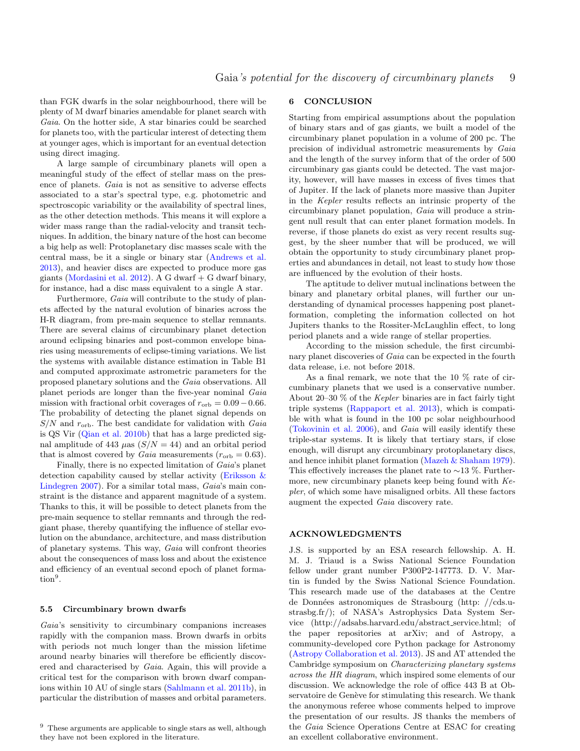than FGK dwarfs in the solar neighbourhood, there will be plenty of M dwarf binaries amendable for planet search with *Gaia*. On the hotter side, A star binaries could be searched for planets too, with the particular interest of detecting them at younger ages, which is important for an eventual detection using direct imaging.

A large sample of circumbinary planets will open a meaningful study of the effect of stellar mass on the presence of planets. *Gaia* is not as sensitive to adverse effects associated to a star's spectral type, e.g. photometric and spectroscopic variability or the availability of spectral lines, as the other detection methods. This means it will explore a wider mass range than the radial-velocity and transit techniques. In addition, the binary nature of the host can become a big help as well: Protoplanetary disc masses scale with the central mass, be it a single or binary star (Andrews et al. 2013), and heavier discs are expected to produce more gas giants (Mordasini et al. 2012). A G dwarf + G dwarf binary, for instance, had a disc mass equivalent to a single A star.

Furthermore, *Gaia* will contribute to the study of planets affected by the natural evolution of binaries across the H-R diagram, from pre-main sequence to stellar remnants. There are several claims of circumbinary planet detection around eclipsing binaries and post-common envelope binaries using measurements of eclipse-timing variations. We list the systems with available distance estimation in Table B1 and computed approximate astrometric parameters for the proposed planetary solutions and the *Gaia* observations. All planet periods are longer than the five-year nominal *Gaia* mission with fractional orbit coverages of $r_{\rm orb} = 0.09 - 0.66$. The probability of detecting the planet signal depends on $S/N$ and $r_{\rm orb}$. The best candidate for validation with *Gaia* is QS Vir (Qian et al. 2010b) that has a large predicted signal amplitude of 443 $\mu$as ($S/N = 44$) and an orbital period that is almost covered by *Gaia* measurements ($r_{\rm orb} = 0.63$).

Finally, there is no expected limitation of *Gaia*'s planet detection capability caused by stellar activity (Eriksson & Lindegren 2007). For a similar total mass, *Gaia*'s main constraint is the distance and apparent magnitude of a system. Thanks to this, it will be possible to detect planets from the pre-main sequence to stellar remnants and through the red-giant phase, thereby quantifying the influence of stellar evolution on the abundance, architecture, and mass distribution of planetary systems. This way, *Gaia* will confront theories about the consequences of mass loss and about the existence and efficiency of an eventual second epoch of planet formation[9].

### 5.5 Circumbinary brown dwarfs

*Gaia*'s sensitivity to circumbinary companions increases rapidly with the companion mass. Brown dwarfs in orbits with periods not much longer than the mission lifetime around nearby binaries will therefore be efficiently discovered and characterised by *Gaia*. Again, this will provide a critical test for the comparison with brown dwarf companions within 10 AU of single stars (Sahlmann et al. 2011b), in particular the distribution of masses and orbital parameters.

[9] These arguments are applicable to single stars as well, although they have not been explored in the literature.

## 6 CONCLUSION

Starting from empirical assumptions about the population of binary stars and of gas giants, we built a model of the circumbinary planet population in a volume of 200 pc. The precision of individual astrometric measurements by *Gaia* and the length of the survey inform that of the order of 500 circumbinary gas giants could be detected. The vast majority, however, will have masses in excess of fives times that of Jupiter. If the lack of planets more massive than Jupiter in the *Kepler* results reflects an intrinsic property of the circumbinary planet population, *Gaia* will produce a stringent null result that can enter planet formation models. In reverse, if those planets do exist as very recent results suggest, by the sheer number that will be produced, we will obtain the opportunity to study circumbinary planet properties and abundances in detail, not least to study how those are influenced by the evolution of their hosts.

The aptitude to deliver mutual inclinations between the binary and planetary orbital planes, will further our understanding of dynamical processes happening post planet-formation, completing the information collected on hot Jupiters thanks to the Rossiter-McLaughlin effect, to long period planets and a wide range of stellar properties.

According to the mission schedule, the first circumbinary planet discoveries of *Gaia* can be expected in the fourth data release, i.e. not before 2018.

As a final remark, we note that the 10 % rate of circumbinary planets that we used is a conservative number. About 20–30 % of the *Kepler* binaries are in fact fairly tight triple systems (Rappaport et al. 2013), which is compatible with what is found in the 100 pc solar neighbourhood (Tokovinin et al. 2006), and *Gaia* will easily identify these triple-star systems. It is likely that tertiary stars, if close enough, will disrupt any circumbinary protoplanetary discs, and hence inhibit planet formation (Mazeh & Shaham 1979). This effectively increases the planet rate to ∼13 %. Furthermore, new circumbinary planets keep being found with *Kepler*, of which some have misaligned orbits. All these factors augment the expected *Gaia* discovery rate.

## ACKNOWLEDGMENTS

J.S. is supported by an ESA research fellowship. A. H. M. J. Triaud is a Swiss National Science Foundation fellow under grant number P300P2-147773. D. V. Martin is funded by the Swiss National Science Foundation. This research made use of the databases at the Centre de Données astronomiques de Strasbourg (http: //cds.u-strasbg.fr/); of NASA's Astrophysics Data System Service (http://adsabs.harvard.edu/abstract_service.html; of the paper repositories at arXiv; and of Astropy, a community-developed core Python package for Astronomy (Astropy Collaboration et al. 2013). JS and AT attended the Cambridge symposium on *Characterizing planetary systems across the HR diagram*, which inspired some elements of our discussion. We acknowledge the role of office 443 B at Observatoire de Genève for stimulating this research. We thank the anonymous referee whose comments helped to improve the presentation of our results. JS thanks the members of the *Gaia* Science Operations Centre at ESAC for creating an excellent collaborative environment.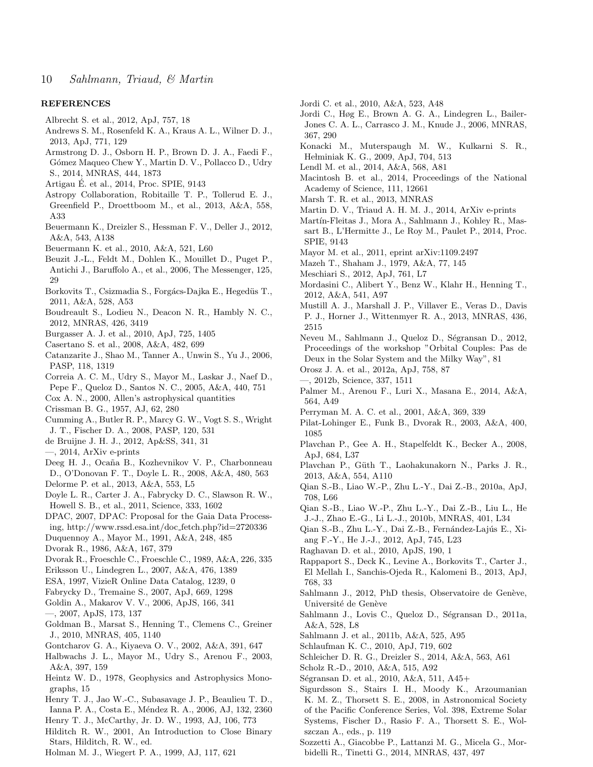## REFERENCES

Albrecht S. et al., 2012, ApJ, 757, 18

Andrews S. M., Rosenfeld K. A., Kraus A. L., Wilner D. J., 2013, ApJ, 771, 129

Armstrong D. J., Osborn H. P., Brown D. J. A., Faedi F., Gómez Maqueo Chew Y., Martin D. V., Pollacco D., Udry S., 2014, MNRAS, 444, 1873

Artigau É. et al., 2014, Proc. SPIE, 9143

Astropy Collaboration, Robitaille T. P., Tollerud E. J., Greenfield P., Droettboom M., et al., 2013, A&A, 558, A33

Beuermann K., Dreizler S., Hessman F. V., Deller J., 2012, A&A, 543, A138

Beuermann K. et al., 2010, A&A, 521, L60

Beuzit J.-L., Feldt M., Dohlen K., Mouillet D., Puget P., Antichi J., Baruffolo A., et al., 2006, The Messenger, 125, 29

Borkovits T., Csizmadia S., Forgács-Dajka E., Hegedüs T., 2011, A&A, 528, A53

Boudreault S., Lodieu N., Deacon N. R., Hambly N. C., 2012, MNRAS, 426, 3419

Burgasser A. J. et al., 2010, ApJ, 725, 1405

Casertano S. et al., 2008, A&A, 482, 699

Catanzarite J., Shao M., Tanner A., Unwin S., Yu J., 2006, PASP, 118, 1319

Correia A. C. M., Udry S., Mayor M., Laskar J., Naef D., Pepe F., Queloz D., Santos N. C., 2005, A&A, 440, 751

Cox A. N., 2000, Allen's astrophysical quantities

Crissman B. G., 1957, AJ, 62, 280

Cumming A., Butler R. P., Marcy G. W., Vogt S. S., Wright J. T., Fischer D. A., 2008, PASP, 120, 531

de Bruijne J. H. J., 2012, Ap&SS, 341, 31

—, 2014, ArXiv e-prints

Deeg H. J., Ocaña B., Kozhevnikov V. P., Charbonneau D., O'Donovan F. T., Doyle L. R., 2008, A&A, 480, 563

Delorme P. et al., 2013, A&A, 553, L5

Doyle L. R., Carter J. A., Fabrycky D. C., Slawson R. W., Howell S. B., et al., 2011, Science, 333, 1602

DPAC, 2007, DPAC: Proposal for the Gaia Data Processing, http://www.rssd.esa.int/doc_fetch.php?id=2720336

Duquennoy A., Mayor M., 1991, A&A, 248, 485

Dvorak R., 1986, A&A, 167, 379

Dvorak R., Froeschle C., Froeschle C., 1989, A&A, 226, 335

Eriksson U., Lindegren L., 2007, A&A, 476, 1389

ESA, 1997, VizieR Online Data Catalog, 1239, 0

Fabrycky D., Tremaine S., 2007, ApJ, 669, 1298

Goldin A., Makarov V. V., 2006, ApJS, 166, 341

—, 2007, ApJS, 173, 137

Goldman B., Marsat S., Henning T., Clemens C., Greiner J., 2010, MNRAS, 405, 1140

Gontcharov G. A., Kiyaeva O. V., 2002, A&A, 391, 647

Halbwachs J. L., Mayor M., Udry S., Arenou F., 2003, A&A, 397, 159

Heintz W. D., 1978, Geophysics and Astrophysics Monographs, 15

Henry T. J., Jao W.-C., Subasavage J. P., Beaulieu T. D., Ianna P. A., Costa E., Méndez R. A., 2006, AJ, 132, 2360

Henry T. J., McCarthy, Jr. D. W., 1993, AJ, 106, 773

Hilditch R. W., 2001, An Introduction to Close Binary Stars, Hilditch, R. W., ed.

Holman M. J., Wiegert P. A., 1999, AJ, 117, 621

Jordi C. et al., 2010, A&A, 523, A48

Jordi C., Høg E., Brown A. G. A., Lindegren L., Bailer-Jones C. A. L., Carrasco J. M., Knude J., 2006, MNRAS, 367, 290

Konacki M., Muterspaugh M. W., Kulkarni S. R., Hełminiak K. G., 2009, ApJ, 704, 513

Lendl M. et al., 2014, A&A, 568, A81

Macintosh B. et al., 2014, Proceedings of the National Academy of Science, 111, 12661

Marsh T. R. et al., 2013, MNRAS

Martin D. V., Triaud A. H. M. J., 2014, ArXiv e-prints

Martín-Fleitas J., Mora A., Sahlmann J., Kohley R., Massart B., L'Hermitte J., Le Roy M., Paulet P., 2014, Proc. SPIE, 9143

Mayor M. et al., 2011, eprint arXiv:1109.2497

Mazeh T., Shaham J., 1979, A&A, 77, 145

Meschiari S., 2012, ApJ, 761, L7

Mordasini C., Alibert Y., Benz W., Klahr H., Henning T., 2012, A&A, 541, A97

Mustill A. J., Marshall J. P., Villaver E., Veras D., Davis P. J., Horner J., Wittenmyer R. A., 2013, MNRAS, 436, 2515

Neveu M., Sahlmann J., Queloz D., Ségransan D., 2012, Proceedings of the workshop "Orbital Couples: Pas de Deux in the Solar System and the Milky Way", 81

Orosz J. A. et al., 2012a, ApJ, 758, 87

—, 2012b, Science, 337, 1511

Palmer M., Arenou F., Luri X., Masana E., 2014, A&A, 564, A49

Perryman M. A. C. et al., 2001, A&A, 369, 339

Pilat-Lohinger E., Funk B., Dvorak R., 2003, A&A, 400, 1085

Plavchan P., Gee A. H., Stapelfeldt K., Becker A., 2008, ApJ, 684, L37

Plavchan P., Güth T., Laohakunakorn N., Parks J. R., 2013, A&A, 554, A110

Qian S.-B., Liao W.-P., Zhu L.-Y., Dai Z.-B., 2010a, ApJ, 708, L66

Qian S.-B., Liao W.-P., Zhu L.-Y., Dai Z.-B., Liu L., He J.-J., Zhao E.-G., Li L.-J., 2010b, MNRAS, 401, L34

Qian S.-B., Zhu L.-Y., Dai Z.-B., Fernández-Lajús E., Xiang F.-Y., He J.-J., 2012, ApJ, 745, L23

Raghavan D. et al., 2010, ApJS, 190, 1

Rappaport S., Deck K., Levine A., Borkovits T., Carter J., El Mellah I., Sanchis-Ojeda R., Kalomeni B., 2013, ApJ, 768, 33

Sahlmann J., 2012, PhD thesis, Observatoire de Genève, Université de Genève

Sahlmann J., Lovis C., Queloz D., Ségransan D., 2011a, A&A, 528, L8

Sahlmann J. et al., 2011b, A&A, 525, A95

Schlaufman K. C., 2010, ApJ, 719, 602

Schleicher D. R. G., Dreizler S., 2014, A&A, 563, A61

Scholz R.-D., 2010, A&A, 515, A92

Ségransan D. et al., 2010, A&A, 511, A45+

Sigurdsson S., Stairs I. H., Moody K., Arzoumanian K. M. Z., Thorsett S. E., 2008, in Astronomical Society of the Pacific Conference Series, Vol. 398, Extreme Solar Systems, Fischer D., Rasio F. A., Thorsett S. E., Wolszczan A., eds., p. 119

Sozzetti A., Giacobbe P., Lattanzi M. G., Micela G., Morbidelli R., Tinetti G., 2014, MNRAS, 437, 497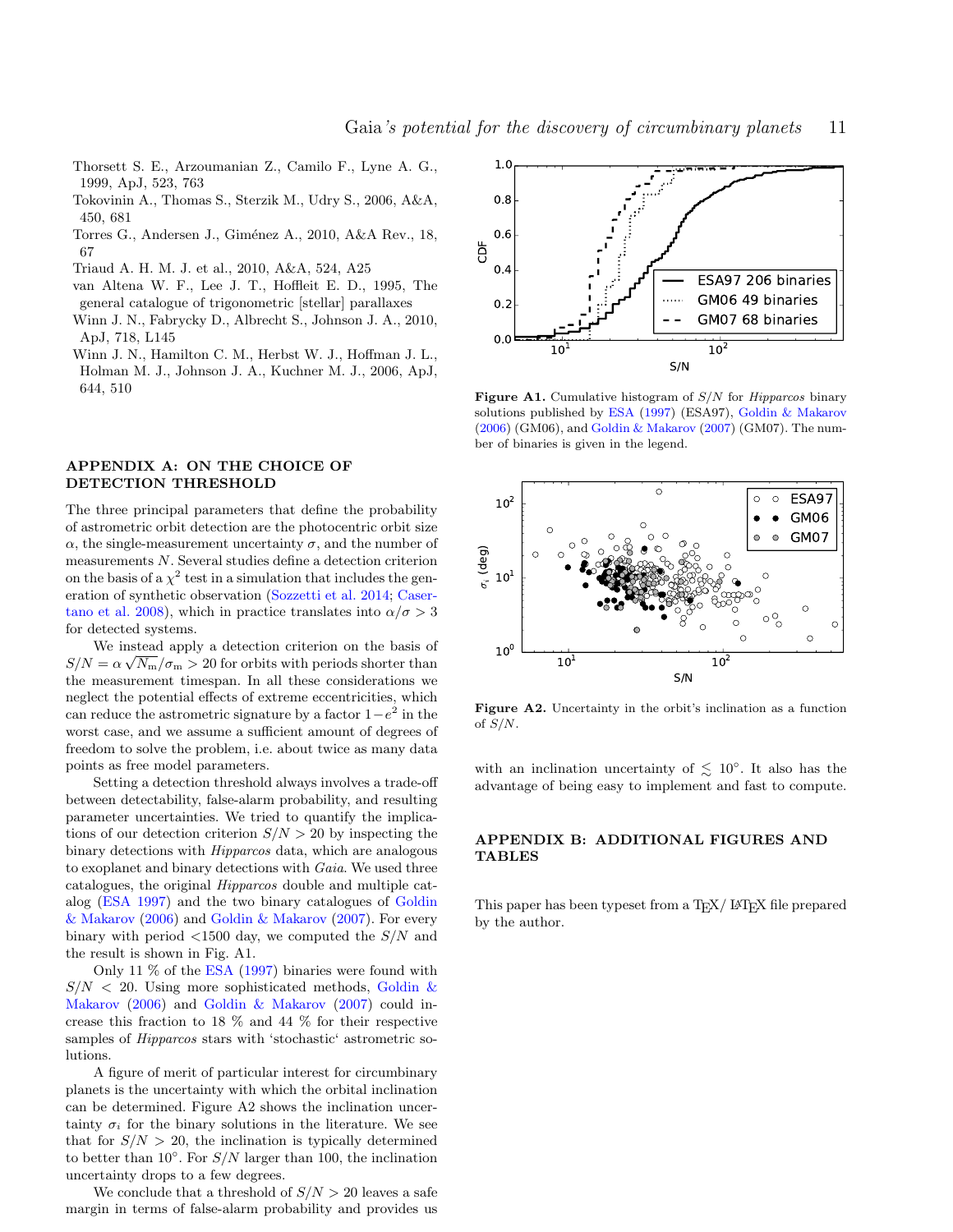Thorsett S. E., Arzoumanian Z., Camilo F., Lyne A. G., 1999, ApJ, 523, 763

Tokovinin A., Thomas S., Sterzik M., Udry S., 2006, A&A, 450, 681

Torres G., Andersen J., Giménez A., 2010, A&A Rev., 18, 67

Triaud A. H. M. J. et al., 2010, A&A, 524, A25

van Altena W. F., Lee J. T., Hoffleit E. D., 1995, The general catalogue of trigonometric [stellar] parallaxes

Winn J. N., Fabrycky D., Albrecht S., Johnson J. A., 2010, ApJ, 718, L145

Winn J. N., Hamilton C. M., Herbst W. J., Hoffman J. L., Holman M. J., Johnson J. A., Kuchner M. J., 2006, ApJ, 644, 510

## APPENDIX A: ON THE CHOICE OF DETECTION THRESHOLD

The three principal parameters that define the probability of astrometric orbit detection are the photocentric orbit size $\alpha$, the single-measurement uncertainty $\sigma$, and the number of measurements $N$. Several studies define a detection criterion on the basis of a $\chi^2$ test in a simulation that includes the generation of synthetic observation (Sozzetti et al. 2014; Casertano et al. 2008), which in practice translates into $\alpha/\sigma > 3$ for detected systems.

We instead apply a detection criterion on the basis of $S/N = \alpha\sqrt{N_\mathrm{m}}/\sigma_\mathrm{m} > 20$ for orbits with periods shorter than the measurement timespan. In all these considerations we neglect the potential effects of extreme eccentricities, which can reduce the astrometric signature by a factor $1-e^2$ in the worst case, and we assume a sufficient amount of degrees of freedom to solve the problem, i.e. about twice as many data points as free model parameters.

Setting a detection threshold always involves a trade-off between detectability, false-alarm probability, and resulting parameter uncertainties. We tried to quantify the implications of our detection criterion $S/N > 20$ by inspecting the binary detections with *Hipparcos* data, which are analogous to exoplanet and binary detections with *Gaia*. We used three catalogues, the original *Hipparcos* double and multiple catalog (ESA 1997) and the two binary catalogues of Goldin & Makarov (2006) and Goldin & Makarov (2007). For every binary with period <1500 day, we computed the $S/N$ and the result is shown in Fig. A1.

Only 11 % of the ESA (1997) binaries were found with $S/N < 20$. Using more sophisticated methods, Goldin & Makarov (2006) and Goldin & Makarov (2007) could increase this fraction to 18 % and 44 % for their respective samples of *Hipparcos* stars with 'stochastic' astrometric solutions.

A figure of merit of particular interest for circumbinary planets is the uncertainty with which the orbital inclination can be determined. Figure A2 shows the inclination uncertainty $\sigma_i$ for the binary solutions in the literature. We see that for $S/N > 20$, the inclination is typically determined to better than 10°. For $S/N$ larger than 100, the inclination uncertainty drops to a few degrees.

We conclude that a threshold of $S/N > 20$ leaves a safe margin in terms of false-alarm probability and provides us with an inclination uncertainty of $\lesssim 10°$. It also has the advantage of being easy to implement and fast to compute.

**Figure A1.** Cumulative histogram of $S/N$ for *Hipparcos* binary solutions published by ESA (1997) (ESA97), Goldin & Makarov (2006) (GM06), and Goldin & Makarov (2007) (GM07). The number of binaries is given in the legend.

**Figure A2.** Uncertainty in the orbit's inclination as a function of $S/N$.

## APPENDIX B: ADDITIONAL FIGURES AND TABLES

This paper has been typeset from a TEX/ LATEX file prepared by the author.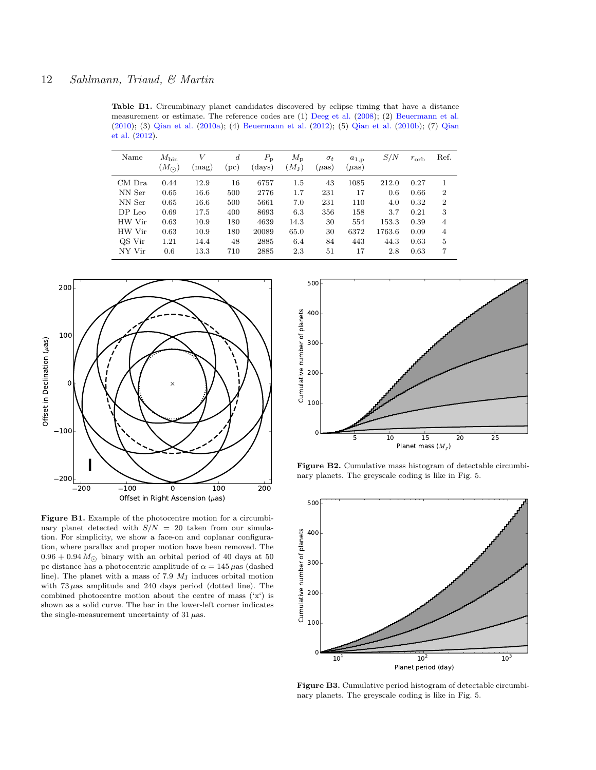**Table B1.** Circumbinary planet candidates discovered by eclipse timing that have a distance measurement or estimate. The reference codes are (1) Deeg et al. (2008); (2) Beuermann et al. (2010); (3) Qian et al. (2010a); (4) Beuermann et al. (2012); (5) Qian et al. (2010b); (7) Qian et al. (2012).

| Name | $M_{\rm bin}$ ($M_\odot$) | $V$ (mag) | $d$ (pc) | $P_{\rm p}$ (days) | $M_{\rm p}$ ($M_{\rm J}$) | $\sigma_t$ ($\mu$as) | $a_{1,\rm p}$ ($\mu$as) | $S/N$ | $r_{\rm orb}$ | Ref. |
|---|---|---|---|---|---|---|---|---|---|---|
| CM Dra | 0.44 | 12.9 | 16 | 6757 | 1.5 | 43 | 1085 | 212.0 | 0.27 | 1 |
| NN Ser | 0.65 | 16.6 | 500 | 2776 | 1.7 | 231 | 17 | 0.6 | 0.66 | 2 |
| NN Ser | 0.65 | 16.6 | 500 | 5661 | 7.0 | 231 | 110 | 4.0 | 0.32 | 2 |
| DP Leo | 0.69 | 17.5 | 400 | 8693 | 6.3 | 356 | 158 | 3.7 | 0.21 | 3 |
| HW Vir | 0.63 | 10.9 | 180 | 4639 | 14.3 | 30 | 554 | 153.3 | 0.39 | 4 |
| HW Vir | 0.63 | 10.9 | 180 | 20089 | 65.0 | 30 | 6372 | 1763.6 | 0.09 | 4 |
| QS Vir | 1.21 | 14.4 | 48 | 2885 | 6.4 | 84 | 443 | 44.3 | 0.63 | 5 |
| NY Vir | 0.6 | 13.3 | 710 | 2885 | 2.3 | 51 | 17 | 2.8 | 0.63 | 7 |

Offset in Declination ($\mu$as)
200
100
0
−100
−200
−200 −100 0 100 200
Offset in Right Ascension ($\mu$as)

**Figure B1.** Example of the photocentre motion for a circumbinary planet detected with $S/N = 20$ taken from our simulation. For simplicity, we show a face-on and coplanar configuration, where parallax and proper motion have been removed. The $0.96 + 0.94\,M_\odot$ binary with an orbital period of 40 days at 50 pc distance has a photocentric amplitude of $\alpha = 145\,\mu$as (dashed line). The planet with a mass of 7.9 $M_{\rm J}$ induces orbital motion with 73 $\mu$as amplitude and 240 days period (dotted line). The combined photocentre motion about the centre of mass ('x') is shown as a solid curve. The bar in the lower-left corner indicates the single-measurement uncertainty of 31 $\mu$as.

Cumulative number of planets
500
400
300
200
100
0
5 10 15 20 25
Planet mass ($M_J$)

**Figure B2.** Cumulative mass histogram of detectable circumbinary planets. The greyscale coding is like in Fig. 5.

Cumulative number of planets
500
400
300
200
100
0
$10^1$ $10^2$ $10^3$
Planet period (day)

**Figure B3.** Cumulative period histogram of detectable circumbinary planets. The greyscale coding is like in Fig. 5.